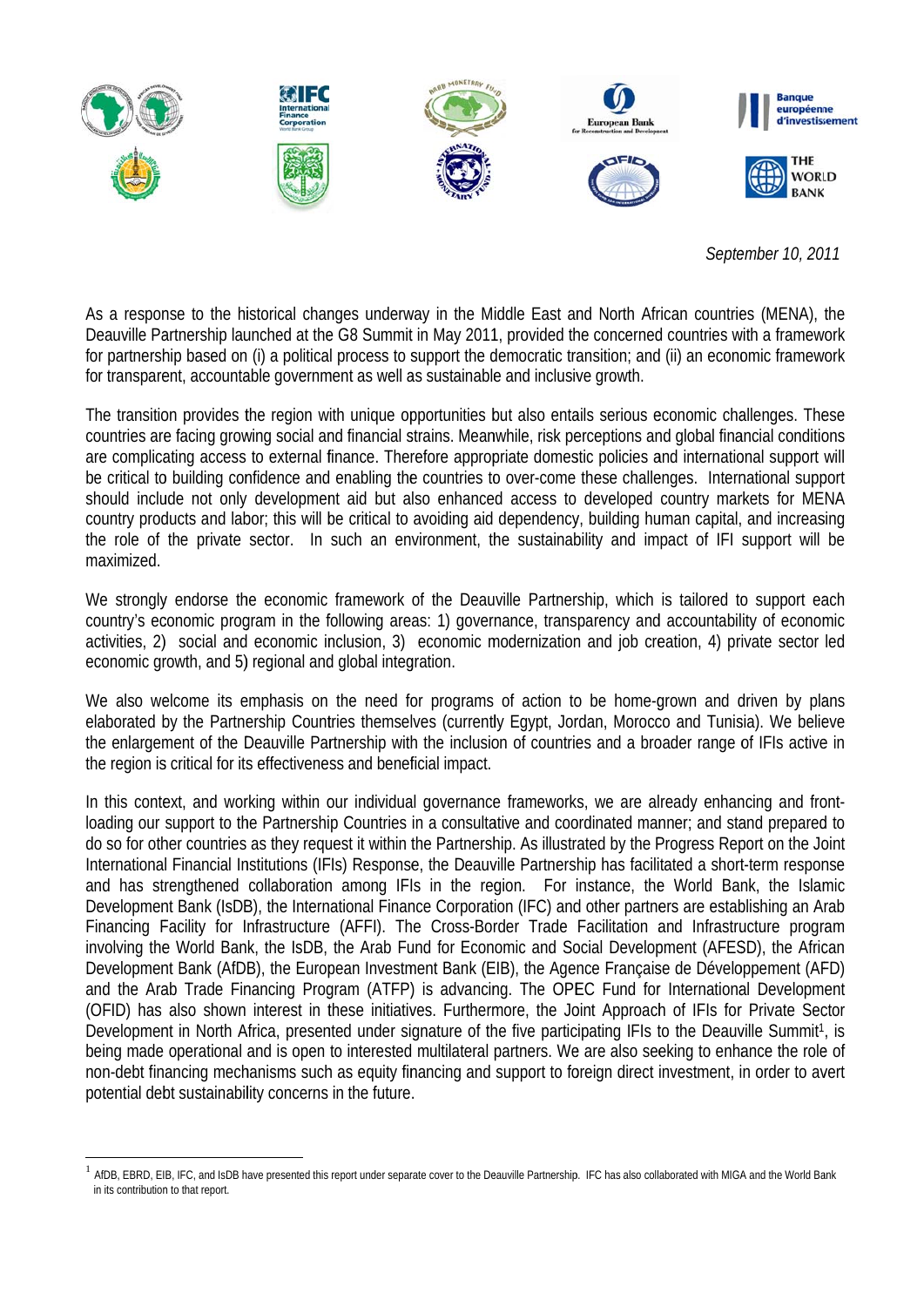*September 10, 2011*

As a response to the historical changes underway in the Middle East and North African countries (MENA), the Deauville Partnership launched at the G8 Summit in May 2011, provided the concerned countries with a framework for partnership based on (i) a political process to support the democratic transition; and (ii) an economic framework for transparent, accountable government as well as sustainable and inclusive growth.

The transition provides the region with unique opportunities but also entails serious economic challenges. These countries are facing growing social and financial strains. Meanwhile, risk perceptions and global financial conditions are complicating access to external finance. Therefore appropriate domestic policies and international support will be critical to building confidence and enabling the countries to over-come these challenges. International support should include not only development aid but also enhanced access to developed country markets for MENA country products and labor; this will be critical to avoiding aid dependency, building human capital, and increasing the role of the private sector. In such an environment, the sustainability and impact of IFI support will be maximized.

We strongly endorse the economic framework of the Deauville Partnership, which is tailored to support each country's economic program in the following areas: 1) governance, transparency and accountability of economic activities, 2) social and economic inclusion, 3) economic modernization and job creation, 4) private sector led economic growth, and 5) regional and global integration.

We also welcome its emphasis on the need for programs of action to be home-grown and driven by plans elaborated by the Partnership Countries themselves (currently Egypt, Jordan, Morocco and Tunisia). We believe the enlargement of the Deauville Partnership with the inclusion of countries and a broader range of IFIs active in the region is critical for its effectiveness and beneficial impact.

In this context, and working within our individual governance frameworks, we are already enhancing and front-loading our support to the Partnership Countries in a consultative and coordinated manner; and stand prepared to do so for other countries as they request it within the Partnership. As illustrated by the Progress Report on the Joint International Financial Institutions (IFIs) Response, the Deauville Partnership has facilitated a short-term response and has strengthened collaboration among IFIs in the region. For instance, the World Bank, the Islamic Development Bank (IsDB), the International Finance Corporation (IFC) and other partners are establishing an Arab Financing Facility for Infrastructure (AFFI). The Cross-Border Trade Facilitation and Infrastructure program involving the World Bank, the IsDB, the Arab Fund for Economic and Social Development (AFESD), the African Development Bank (AfDB), the European Investment Bank (EIB), the Agence Française de Développement (AFD) and the Arab Trade Financing Program (ATFP) is advancing. The OPEC Fund for International Development (OFID) has also shown interest in these initiatives. Furthermore, the Joint Approach of IFIs for Private Sector Development in North Africa, presented under signature of the five participating IFIs to the Deauville Summit[1], is being made operational and is open to interested multilateral partners. We are also seeking to enhance the role of non-debt financing mechanisms such as equity financing and support to foreign direct investment, in order to avert potential debt sustainability concerns in the future.

---

[1] AfDB, EBRD, EIB, IFC, and IsDB have presented this report under separate cover to the Deauville Partnership. IFC has also collaborated with MIGA and the World Bank in its contribution to that report.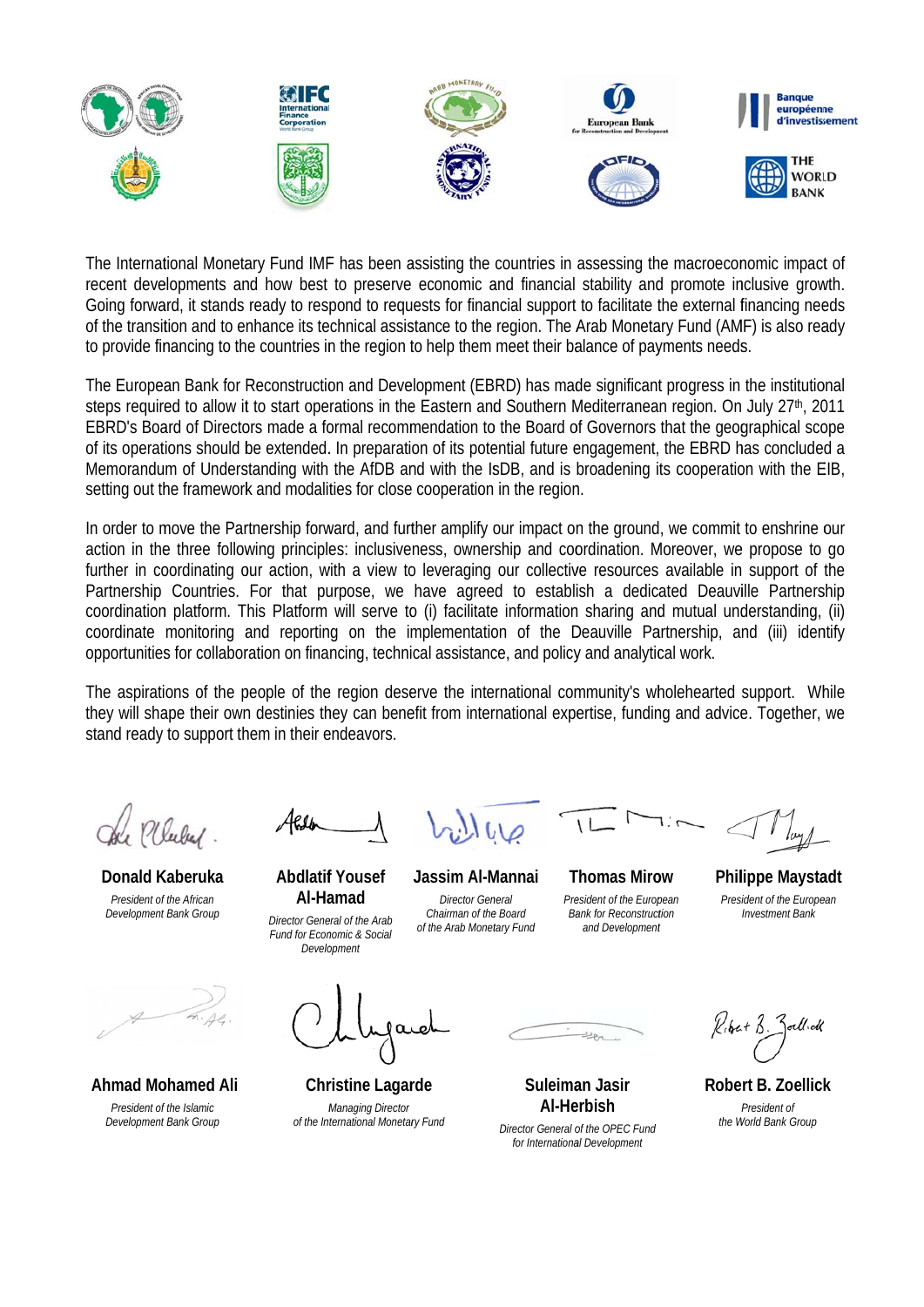The International Monetary Fund IMF has been assisting the countries in assessing the macroeconomic impact of recent developments and how best to preserve economic and financial stability and promote inclusive growth. Going forward, it stands ready to respond to requests for financial support to facilitate the external financing needs of the transition and to enhance its technical assistance to the region. The Arab Monetary Fund (AMF) is also ready to provide financing to the countries in the region to help them meet their balance of payments needs.

The European Bank for Reconstruction and Development (EBRD) has made significant progress in the institutional steps required to allow it to start operations in the Eastern and Southern Mediterranean region. On July 27th, 2011 EBRD's Board of Directors made a formal recommendation to the Board of Governors that the geographical scope of its operations should be extended. In preparation of its potential future engagement, the EBRD has concluded a Memorandum of Understanding with the AfDB and with the IsDB, and is broadening its cooperation with the EIB, setting out the framework and modalities for close cooperation in the region.

In order to move the Partnership forward, and further amplify our impact on the ground, we commit to enshrine our action in the three following principles: inclusiveness, ownership and coordination. Moreover, we propose to go further in coordinating our action, with a view to leveraging our collective resources available in support of the Partnership Countries. For that purpose, we have agreed to establish a dedicated Deauville Partnership coordination platform. This Platform will serve to (i) facilitate information sharing and mutual understanding, (ii) coordinate monitoring and reporting on the implementation of the Deauville Partnership, and (iii) identify opportunities for collaboration on financing, technical assistance, and policy and analytical work.

The aspirations of the people of the region deserve the international community's wholehearted support. While they will shape their own destinies they can benefit from international expertise, funding and advice. Together, we stand ready to support them in their endeavors.

**Donald Kaberuka**
*President of the African Development Bank Group*

**Abdlatif Yousef Al-Hamad**
*Director General of the Arab Fund for Economic & Social Development*

**Jassim Al-Mannai**
*Director General Chairman of the Board of the Arab Monetary Fund*

**Thomas Mirow**
*President of the European Bank for Reconstruction and Development*

**Philippe Maystadt**
*President of the European Investment Bank*

**Ahmad Mohamed Ali**
*President of the Islamic Development Bank Group*

**Christine Lagarde**
*Managing Director of the International Monetary Fund*

**Suleiman Jasir Al-Herbish**
*Director General of the OPEC Fund for International Development*

**Robert B. Zoellick**
*President of the World Bank Group*